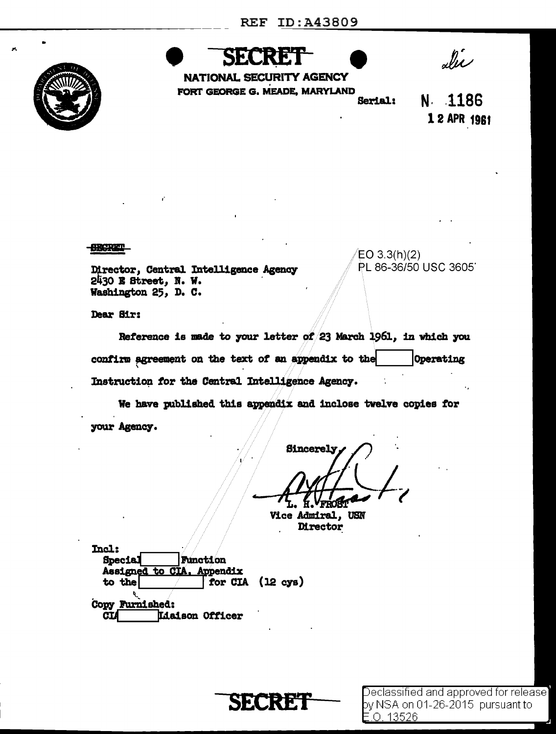REF ID:A43809

**SECRET**

**NATIONAL SECURITY AGENCY**
**FORT GEORGE G. MEADE, MARYLAND**

Serial: N 1186
12 APR 1961

~~SECRET~~

EO 3.3(h)(2)
PL 86-36/50 USC 3605

Director, Central Intelligence Agency
2430 E Street, N. W.
Washington 25, D. C.

Dear Sir:

Reference is made to your letter of 23 March 1961, in which you confirm agreement on the text of an appendix to the [redacted] Operating Instruction for the Central Intelligence Agency.

We have published this appendix and inclose twelve copies for your Agency.

Sincerely,

L. H. FROST
Vice Admiral, USN
Director

Incl:
Special [redacted] Function
Assigned to CIA, Appendix
to the [redacted] for CIA (12 cys)

Copy Furnished:
CIA [redacted] Liaison Officer

**SECRET**

Declassified and approved for release by NSA on 01-26-2015 pursuant to E.O. 13526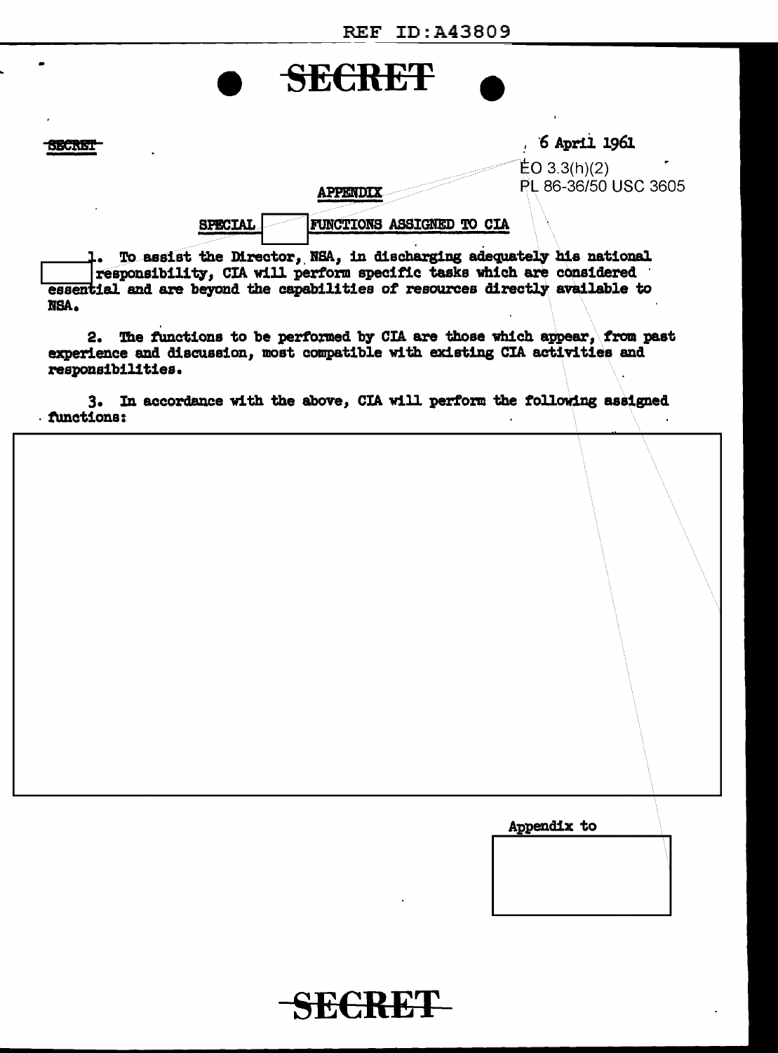SECRET

SECRET

6 April 1961

EO 3.3(h)(2)
PL 86-36/50 USC 3605

## APPENDIX

### SPECIAL [ ] FUNCTIONS ASSIGNED TO CIA

1. To assist the Director, NSA, in discharging adequately his national [ ] responsibility, CIA will perform specific tasks which are considered essential and are beyond the capabilities of resources directly available to NSA.

2. The functions to be performed by CIA are those which appear, from past experience and discussion, most compatible with existing CIA activities and responsibilities.

3. In accordance with the above, CIA will perform the following assigned functions:

[ ]

Appendix to

[ ]

SECRET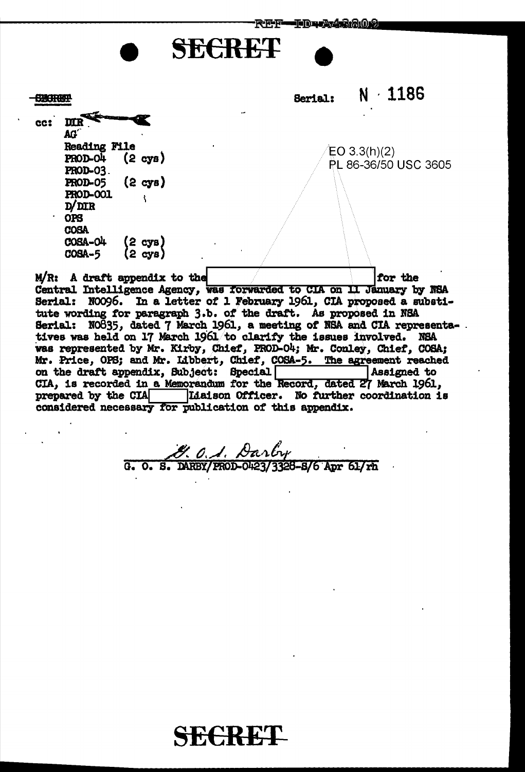SECRET

SECRET

Serial: N 1186

cc: DIR
AG
Reading File
PROD-04 (2 cys)
PROD-03
PROD-05 (2 cys)
PROD-001
D/DIR
OPS
COSA
COSA-04 (2 cys)
COSA-5 (2 cys)

EO 3.3(h)(2)
PL 86-36/50 USC 3605

M/R: A draft appendix to the [redacted] for the Central Intelligence Agency, was forwarded to CIA on 11 January by NSA Serial: N0096. In a letter of 1 February 1961, CIA proposed a substitute wording for paragraph 3.b. of the draft. As proposed in NSA Serial: N0835, dated 7 March 1961, a meeting of NSA and CIA representatives was held on 17 March 1961 to clarify the issues involved. NSA was represented by Mr. Kirby, Chief, PROD-04; Mr. Conley, Chief, COSA; Mr. Price, OPS; and Mr. Libbert, Chief, COSA-5. The agreement reached on the draft appendix, Subject: Special [redacted] Assigned to CIA, is recorded in a Memorandum for the Record, dated 27 March 1961, prepared by the CIA [redacted] Liaison Officer. No further coordination is considered necessary for publication of this appendix.

G. O. S. Darby

G. O. S. DARBY/PROD-0423/3328-S/6 Apr 61/rh

SECRET